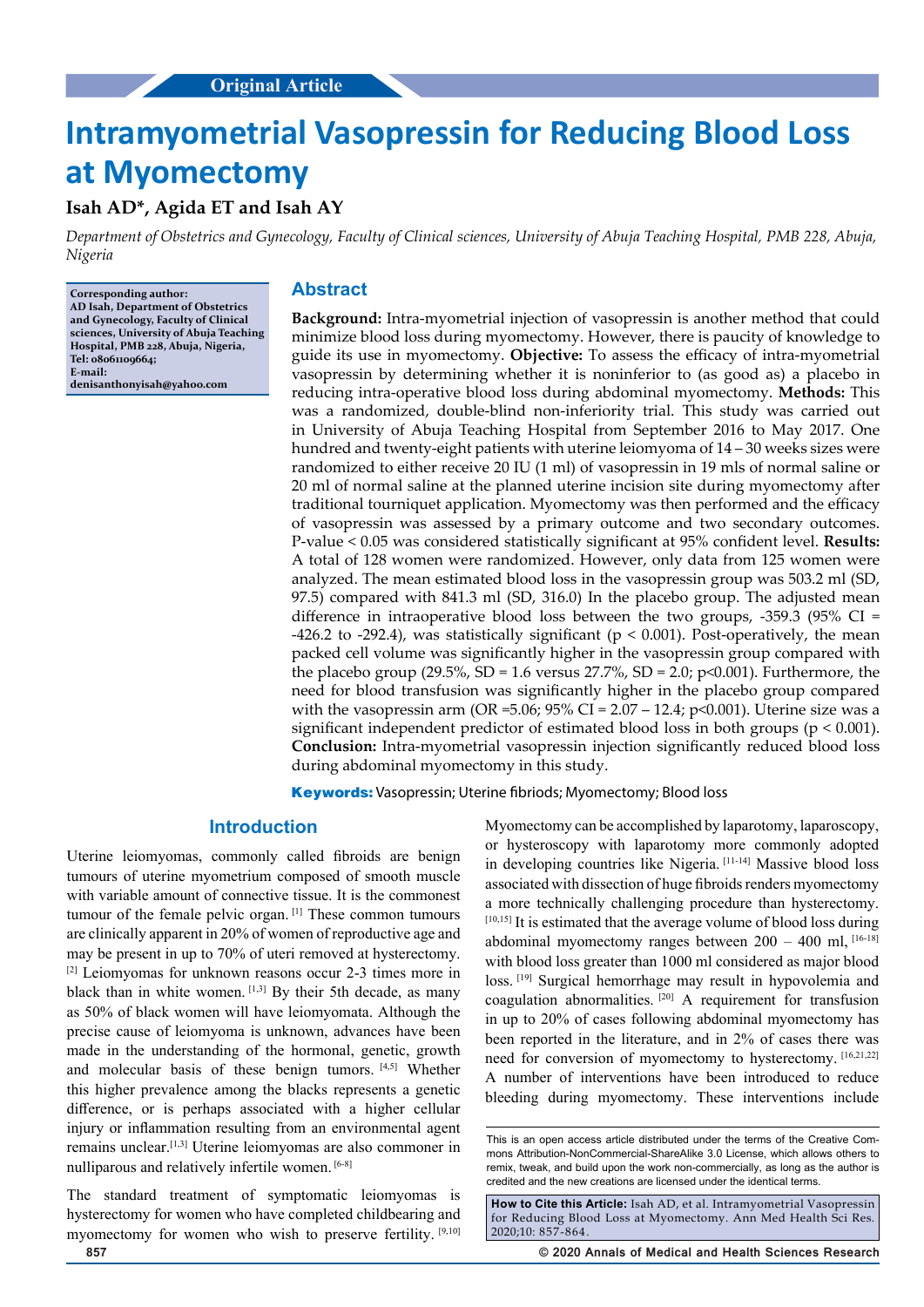Original Article

# Intramyometrial Vasopressin for Reducing Blood Loss at Myomectomy

**Isah AD\*, Agida ET and Isah AY**

*Department of Obstetrics and Gynecology, Faculty of Clinical sciences, University of Abuja Teaching Hospital, PMB 228, Abuja, Nigeria*

**Corresponding author: AD Isah, Department of Obstetrics and Gynecology, Faculty of Clinical sciences, University of Abuja Teaching Hospital, PMB 228, Abuja, Nigeria, Tel: 08061109664; E-mail: denisanthonyisah@yahoo.com**

## Abstract

**Background:** Intra-myometrial injection of vasopressin is another method that could minimize blood loss during myomectomy. However, there is paucity of knowledge to guide its use in myomectomy. **Objective:** To assess the efficacy of intra-myometrial vasopressin by determining whether it is noninferior to (as good as) a placebo in reducing intra-operative blood loss during abdominal myomectomy. **Methods:** This was a randomized, double-blind non-inferiority trial. This study was carried out in University of Abuja Teaching Hospital from September 2016 to May 2017. One hundred and twenty-eight patients with uterine leiomyoma of 14 – 30 weeks sizes were randomized to either receive 20 IU (1 ml) of vasopressin in 19 mls of normal saline or 20 ml of normal saline at the planned uterine incision site during myomectomy after traditional tourniquet application. Myomectomy was then performed and the efficacy of vasopressin was assessed by a primary outcome and two secondary outcomes. P-value < 0.05 was considered statistically significant at 95% confident level. **Results:** A total of 128 women were randomized. However, only data from 125 women were analyzed. The mean estimated blood loss in the vasopressin group was 503.2 ml (SD, 97.5) compared with 841.3 ml (SD, 316.0) In the placebo group. The adjusted mean difference in intraoperative blood loss between the two groups, -359.3 (95% CI = -426.2 to -292.4), was statistically significant (p < 0.001). Post-operatively, the mean packed cell volume was significantly higher in the vasopressin group compared with the placebo group (29.5%, SD = 1.6 versus 27.7%, SD = 2.0; p<0.001). Furthermore, the need for blood transfusion was significantly higher in the placebo group compared with the vasopressin arm (OR =5.06; 95% CI = 2.07 – 12.4; p<0.001). Uterine size was a significant independent predictor of estimated blood loss in both groups (p < 0.001). **Conclusion:** Intra-myometrial vasopressin injection significantly reduced blood loss during abdominal myomectomy in this study.

**Keywords:** Vasopressin; Uterine fibriods; Myomectomy; Blood loss

## Introduction

Uterine leiomyomas, commonly called fibroids are benign tumours of uterine myometrium composed of smooth muscle with variable amount of connective tissue. It is the commonest tumour of the female pelvic organ. [1] These common tumours are clinically apparent in 20% of women of reproductive age and may be present in up to 70% of uteri removed at hysterectomy. [2] Leiomyomas for unknown reasons occur 2-3 times more in black than in white women. [1,3] By their 5th decade, as many as 50% of black women will have leiomyomata. Although the precise cause of leiomyoma is unknown, advances have been made in the understanding of the hormonal, genetic, growth and molecular basis of these benign tumors. [4,5] Whether this higher prevalence among the blacks represents a genetic difference, or is perhaps associated with a higher cellular injury or inflammation resulting from an environmental agent remains unclear.[1,3] Uterine leiomyomas are also commoner in nulliparous and relatively infertile women. [6-8]

The standard treatment of symptomatic leiomyomas is hysterectomy for women who have completed childbearing and myomectomy for women who wish to preserve fertility. [9,10] Myomectomy can be accomplished by laparotomy, laparoscopy, or hysteroscopy with laparotomy more commonly adopted in developing countries like Nigeria. [11-14] Massive blood loss associated with dissection of huge fibroids renders myomectomy a more technically challenging procedure than hysterectomy. [10,15] It is estimated that the average volume of blood loss during abdominal myomectomy ranges between 200 – 400 ml, [16-18] with blood loss greater than 1000 ml considered as major blood loss. [19] Surgical hemorrhage may result in hypovolemia and coagulation abnormalities. [20] A requirement for transfusion in up to 20% of cases following abdominal myomectomy has been reported in the literature, and in 2% of cases there was need for conversion of myomectomy to hysterectomy. [16,21,22] A number of interventions have been introduced to reduce bleeding during myomectomy. These interventions include

This is an open access article distributed under the terms of the Creative Commons Attribution-NonCommercial-ShareAlike 3.0 License, which allows others to remix, tweak, and build upon the work non-commercially, as long as the author is credited and the new creations are licensed under the identical terms.

**How to Cite this Article:** Isah AD, et al. Intramyometrial Vasopressin for Reducing Blood Loss at Myomectomy. Ann Med Health Sci Res. 2020;10: 857-864.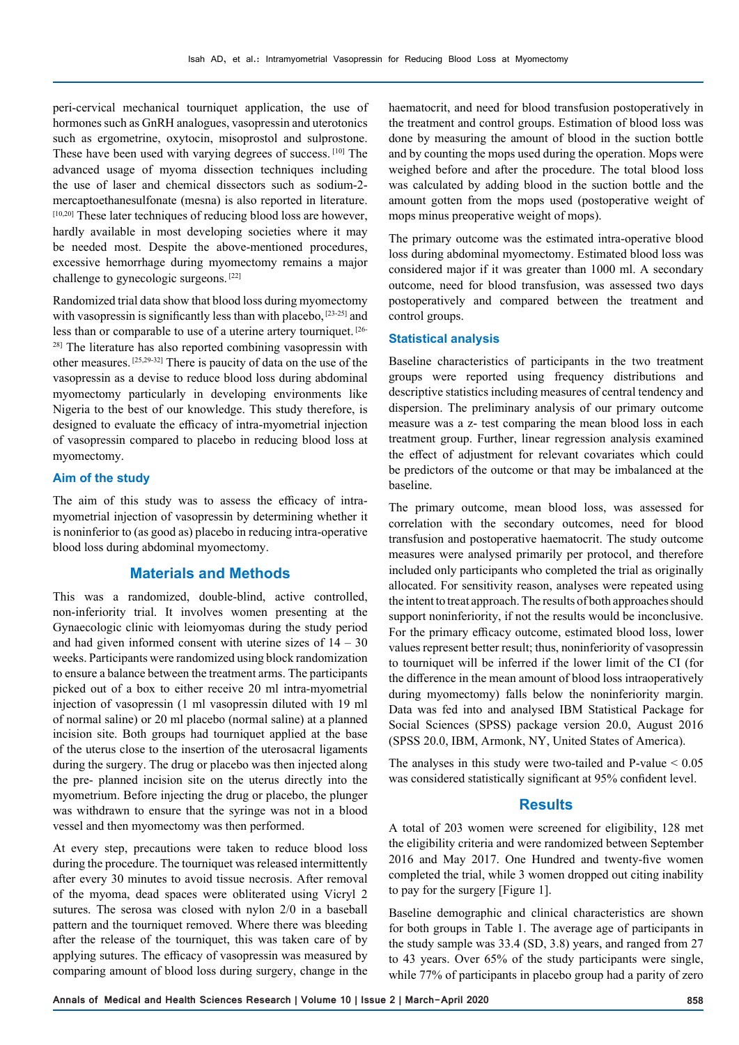peri-cervical mechanical tourniquet application, the use of hormones such as GnRH analogues, vasopressin and uterotonics such as ergometrine, oxytocin, misoprostol and sulprostone. These have been used with varying degrees of success. [10] The advanced usage of myoma dissection techniques including the use of laser and chemical dissectors such as sodium-2-mercaptoethanesulfonate (mesna) is also reported in literature. [10,20] These later techniques of reducing blood loss are however, hardly available in most developing societies where it may be needed most. Despite the above-mentioned procedures, excessive hemorrhage during myomectomy remains a major challenge to gynecologic surgeons. [22]

Randomized trial data show that blood loss during myomectomy with vasopressin is significantly less than with placebo, [23-25] and less than or comparable to use of a uterine artery tourniquet. [26-28] The literature has also reported combining vasopressin with other measures. [25,29-32] There is paucity of data on the use of the vasopressin as a devise to reduce blood loss during abdominal myomectomy particularly in developing environments like Nigeria to the best of our knowledge. This study therefore, is designed to evaluate the efficacy of intra-myometrial injection of vasopressin compared to placebo in reducing blood loss at myomectomy.

### Aim of the study

The aim of this study was to assess the efficacy of intra-myometrial injection of vasopressin by determining whether it is noninferior to (as good as) placebo in reducing intra-operative blood loss during abdominal myomectomy.

## Materials and Methods

This was a randomized, double-blind, active controlled, non-inferiority trial. It involves women presenting at the Gynaecologic clinic with leiomyomas during the study period and had given informed consent with uterine sizes of 14 – 30 weeks. Participants were randomized using block randomization to ensure a balance between the treatment arms. The participants picked out of a box to either receive 20 ml intra-myometrial injection of vasopressin (1 ml vasopressin diluted with 19 ml of normal saline) or 20 ml placebo (normal saline) at a planned incision site. Both groups had tourniquet applied at the base of the uterus close to the insertion of the uterosacral ligaments during the surgery. The drug or placebo was then injected along the pre- planned incision site on the uterus directly into the myometrium. Before injecting the drug or placebo, the plunger was withdrawn to ensure that the syringe was not in a blood vessel and then myomectomy was then performed.

At every step, precautions were taken to reduce blood loss during the procedure. The tourniquet was released intermittently after every 30 minutes to avoid tissue necrosis. After removal of the myoma, dead spaces were obliterated using Vicryl 2 sutures. The serosa was closed with nylon 2/0 in a baseball pattern and the tourniquet removed. Where there was bleeding after the release of the tourniquet, this was taken care of by applying sutures. The efficacy of vasopressin was measured by comparing amount of blood loss during surgery, change in the haematocrit, and need for blood transfusion postoperatively in the treatment and control groups. Estimation of blood loss was done by measuring the amount of blood in the suction bottle and by counting the mops used during the operation. Mops were weighed before and after the procedure. The total blood loss was calculated by adding blood in the suction bottle and the amount gotten from the mops used (postoperative weight of mops minus preoperative weight of mops).

The primary outcome was the estimated intra-operative blood loss during abdominal myomectomy. Estimated blood loss was considered major if it was greater than 1000 ml. A secondary outcome, need for blood transfusion, was assessed two days postoperatively and compared between the treatment and control groups.

### Statistical analysis

Baseline characteristics of participants in the two treatment groups were reported using frequency distributions and descriptive statistics including measures of central tendency and dispersion. The preliminary analysis of our primary outcome measure was a z- test comparing the mean blood loss in each treatment group. Further, linear regression analysis examined the effect of adjustment for relevant covariates which could be predictors of the outcome or that may be imbalanced at the baseline.

The primary outcome, mean blood loss, was assessed for correlation with the secondary outcomes, need for blood transfusion and postoperative haematocrit. The study outcome measures were analysed primarily per protocol, and therefore included only participants who completed the trial as originally allocated. For sensitivity reason, analyses were repeated using the intent to treat approach. The results of both approaches should support noninferiority, if not the results would be inconclusive. For the primary efficacy outcome, estimated blood loss, lower values represent better result; thus, noninferiority of vasopressin to tourniquet will be inferred if the lower limit of the CI (for the difference in the mean amount of blood loss intraoperatively during myomectomy) falls below the noninferiority margin. Data was fed into and analysed IBM Statistical Package for Social Sciences (SPSS) package version 20.0, August 2016 (SPSS 20.0, IBM, Armonk, NY, United States of America).

The analyses in this study were two-tailed and P-value $< 0.05$ was considered statistically significant at 95% confident level.

## Results

A total of 203 women were screened for eligibility, 128 met the eligibility criteria and were randomized between September 2016 and May 2017. One Hundred and twenty-five women completed the trial, while 3 women dropped out citing inability to pay for the surgery [Figure 1].

Baseline demographic and clinical characteristics are shown for both groups in Table 1. The average age of participants in the study sample was 33.4 (SD, 3.8) years, and ranged from 27 to 43 years. Over 65% of the study participants were single, while 77% of participants in placebo group had a parity of zero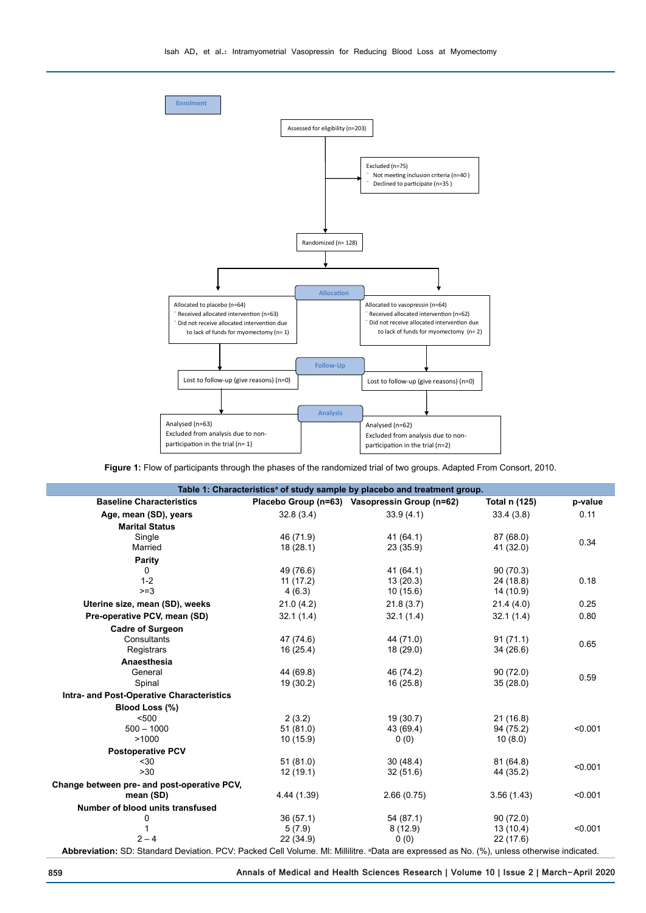**Enrolment**

Assessed for eligibility (n=203)

Excluded (n=75)
- Not meeting inclusion criteria (n=40 )
- Declined to participate (n=35 )

Randomized (n= 128)

**Allocation**

| Allocated to placebo (n=64) | Allocated to vasopressin (n=64) |
|---|---|
| Received allocated intervention (n=63) | Received allocated intervention (n=62) |
| Did not receive allocated intervention due to lack of funds for myomectomy (n= 1) | Did not receive allocated intervention due to lack of funds for myomectomy (n= 2) |

**Follow-Up**

| Lost to follow-up (give reasons) (n=0) | Lost to follow-up (give reasons) (n=0) |
|---|---|

**Analysis**

| Analysed (n=63) | Analysed (n=62) |
|---|---|
| Excluded from analysis due to non-participation in the trial (n= 1) | Excluded from analysis due to non-participation in the trial (n=2) |

**Figure 1:** Flow of participants through the phases of the randomized trial of two groups. Adapted From Consort, 2010.

**Table 1: Characteristics[a] of study sample by placebo and treatment group.**

| Baseline Characteristics | Placebo Group (n=63) | Vasopressin Group (n=62) | Total n (125) | p-value |
|---|---|---|---|---|
| **Age, mean (SD), years** | 32.8 (3.4) | 33.9 (4.1) | 33.4 (3.8) | 0.11 |
| **Marital Status** | | | | |
| Single | 46 (71.9) | 41 (64.1) | 87 (68.0) | 0.34 |
| Married | 18 (28.1) | 23 (35.9) | 41 (32.0) | |
| **Parity** | | | | |
| 0 | 49 (76.6) | 41 (64.1) | 90 (70.3) | |
| 1-2 | 11 (17.2) | 13 (20.3) | 24 (18.8) | 0.18 |
| >=3 | 4 (6.3) | 10 (15.6) | 14 (10.9) | |
| **Uterine size, mean (SD), weeks** | 21.0 (4.2) | 21.8 (3.7) | 21.4 (4.0) | 0.25 |
| **Pre-operative PCV, mean (SD)** | 32.1 (1.4) | 32.1 (1.4) | 32.1 (1.4) | 0.80 |
| **Cadre of Surgeon** | | | | |
| Consultants | 47 (74.6) | 44 (71.0) | 91 (71.1) | 0.65 |
| Registrars | 16 (25.4) | 18 (29.0) | 34 (26.6) | |
| **Anaesthesia** | | | | |
| General | 44 (69.8) | 46 (74.2) | 90 (72.0) | 0.59 |
| Spinal | 19 (30.2) | 16 (25.8) | 35 (28.0) | |
| **Intra- and Post-Operative Characteristics** | | | | |
| **Blood Loss (%)** | | | | |
| <500 | 2 (3.2) | 19 (30.7) | 21 (16.8) | |
| 500 – 1000 | 51 (81.0) | 43 (69.4) | 94 (75.2) | <0.001 |
| >1000 | 10 (15.9) | 0 (0) | 10 (8.0) | |
| **Postoperative PCV** | | | | |
| <30 | 51 (81.0) | 30 (48.4) | 81 (64.8) | <0.001 |
| >30 | 12 (19.1) | 32 (51.6) | 44 (35.2) | |
| **Change between pre- and post-operative PCV, mean (SD)** | 4.44 (1.39) | 2.66 (0.75) | 3.56 (1.43) | <0.001 |
| **Number of blood units transfused** | | | | |
| 0 | 36 (57.1) | 54 (87.1) | 90 (72.0) | |
| 1 | 5 (7.9) | 8 (12.9) | 13 (10.4) | <0.001 |
| 2 – 4 | 22 (34.9) | 0 (0) | 22 (17.6) | |

**Abbreviation:** SD: Standard Deviation. PCV: Packed Cell Volume. Ml: Millilitre. [a]Data are expressed as No. (%), unless otherwise indicated.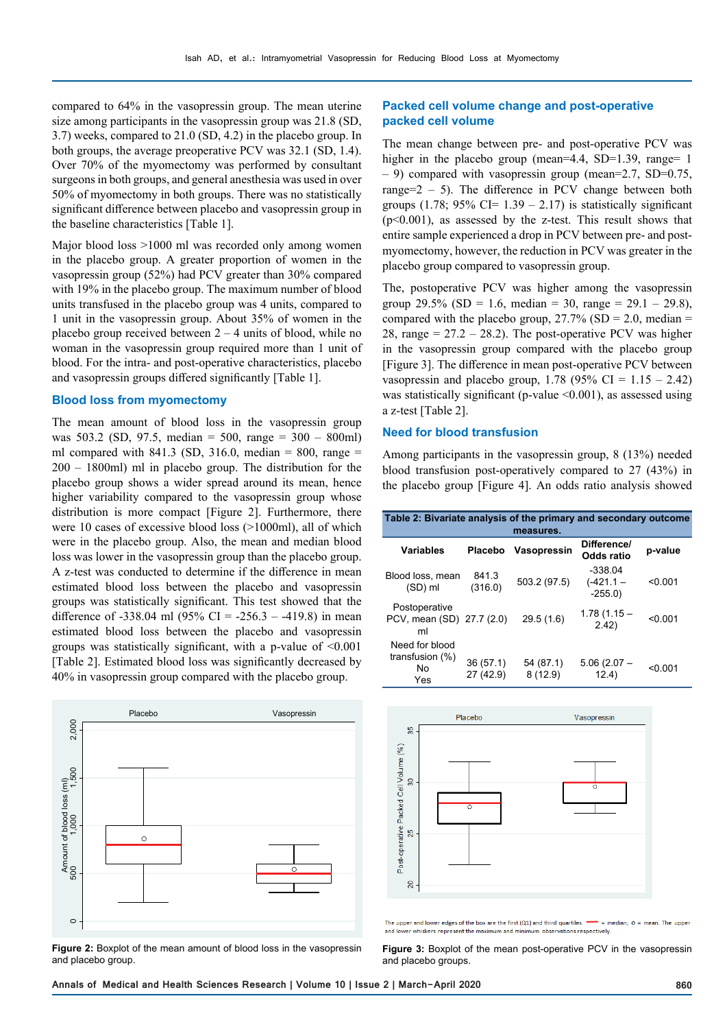compared to 64% in the vasopressin group. The mean uterine size among participants in the vasopressin group was 21.8 (SD, 3.7) weeks, compared to 21.0 (SD, 4.2) in the placebo group. In both groups, the average preoperative PCV was 32.1 (SD, 1.4). Over 70% of the myomectomy was performed by consultant surgeons in both groups, and general anesthesia was used in over 50% of myomectomy in both groups. There was no statistically significant difference between placebo and vasopressin group in the baseline characteristics [Table 1].

Major blood loss >1000 ml was recorded only among women in the placebo group. A greater proportion of women in the vasopressin group (52%) had PCV greater than 30% compared with 19% in the placebo group. The maximum number of blood units transfused in the placebo group was 4 units, compared to 1 unit in the vasopressin group. About 35% of women in the placebo group received between 2 – 4 units of blood, while no woman in the vasopressin group required more than 1 unit of blood. For the intra- and post-operative characteristics, placebo and vasopressin groups differed significantly [Table 1].

## Blood loss from myomectomy

The mean amount of blood loss in the vasopressin group was 503.2 (SD, 97.5, median = 500, range = 300 – 800ml) ml compared with 841.3 (SD, 316.0, median = 800, range = 200 – 1800ml) ml in placebo group. The distribution for the placebo group shows a wider spread around its mean, hence higher variability compared to the vasopressin group whose distribution is more compact [Figure 2]. Furthermore, there were 10 cases of excessive blood loss (>1000ml), all of which were in the placebo group. Also, the mean and median blood loss was lower in the vasopressin group than the placebo group. A z-test was conducted to determine if the difference in mean estimated blood loss between the placebo and vasopressin groups was statistically significant. This test showed that the difference of -338.04 ml (95% CI = -256.3 – -419.8) in mean estimated blood loss between the placebo and vasopressin groups was statistically significant, with a p-value of <0.001 [Table 2]. Estimated blood loss was significantly decreased by 40% in vasopressin group compared with the placebo group.

Figure 2: Boxplot of the mean amount of blood loss in the vasopressin and placebo group.

## Packed cell volume change and post-operative packed cell volume

The mean change between pre- and post-operative PCV was higher in the placebo group (mean=4.4, SD=1.39, range= 1 – 9) compared with vasopressin group (mean=2.7, SD=0.75, range=2 – 5). The difference in PCV change between both groups (1.78; 95% CI= 1.39 – 2.17) is statistically significant (p<0.001), as assessed by the z-test. This result shows that entire sample experienced a drop in PCV between pre- and post-myomectomy, however, the reduction in PCV was greater in the placebo group compared to vasopressin group.

The, postoperative PCV was higher among the vasopressin group 29.5% (SD = 1.6, median = 30, range = 29.1 – 29.8), compared with the placebo group, 27.7% (SD = 2.0, median = 28, range = 27.2 – 28.2). The post-operative PCV was higher in the vasopressin group compared with the placebo group [Figure 3]. The difference in mean post-operative PCV between vasopressin and placebo group, 1.78 (95% CI = 1.15 – 2.42) was statistically significant (p-value <0.001), as assessed using a z-test [Table 2].

## Need for blood transfusion

Among participants in the vasopressin group, 8 (13%) needed blood transfusion post-operatively compared to 27 (43%) in the placebo group [Figure 4]. An odds ratio analysis showed

**Table 2: Bivariate analysis of the primary and secondary outcome measures.**

| Variables | Placebo | Vasopressin | Difference/ Odds ratio | p-value |
|---|---|---|---|---|
| Blood loss, mean (SD) ml | 841.3 (316.0) | 503.2 (97.5) | -338.04 (-421.1 – -255.0) | <0.001 |
| Postoperative PCV, mean (SD) ml | 27.7 (2.0) | 29.5 (1.6) | 1.78 (1.15 – 2.42) | <0.001 |
| Need for blood transfusion (%) | | | | |
| No | 36 (57.1) | 54 (87.1) | 5.06 (2.07 – 12.4) | <0.001 |
| Yes | 27 (42.9) | 8 (12.9) | | |

The upper and lower edges of the box are the first (Q1) and third quartiles. — = median; o = mean. The upper and lower whiskers represent the maximum and minimum observations respectively.

Figure 3: Boxplot of the mean post-operative PCV in the vasopressin and placebo groups.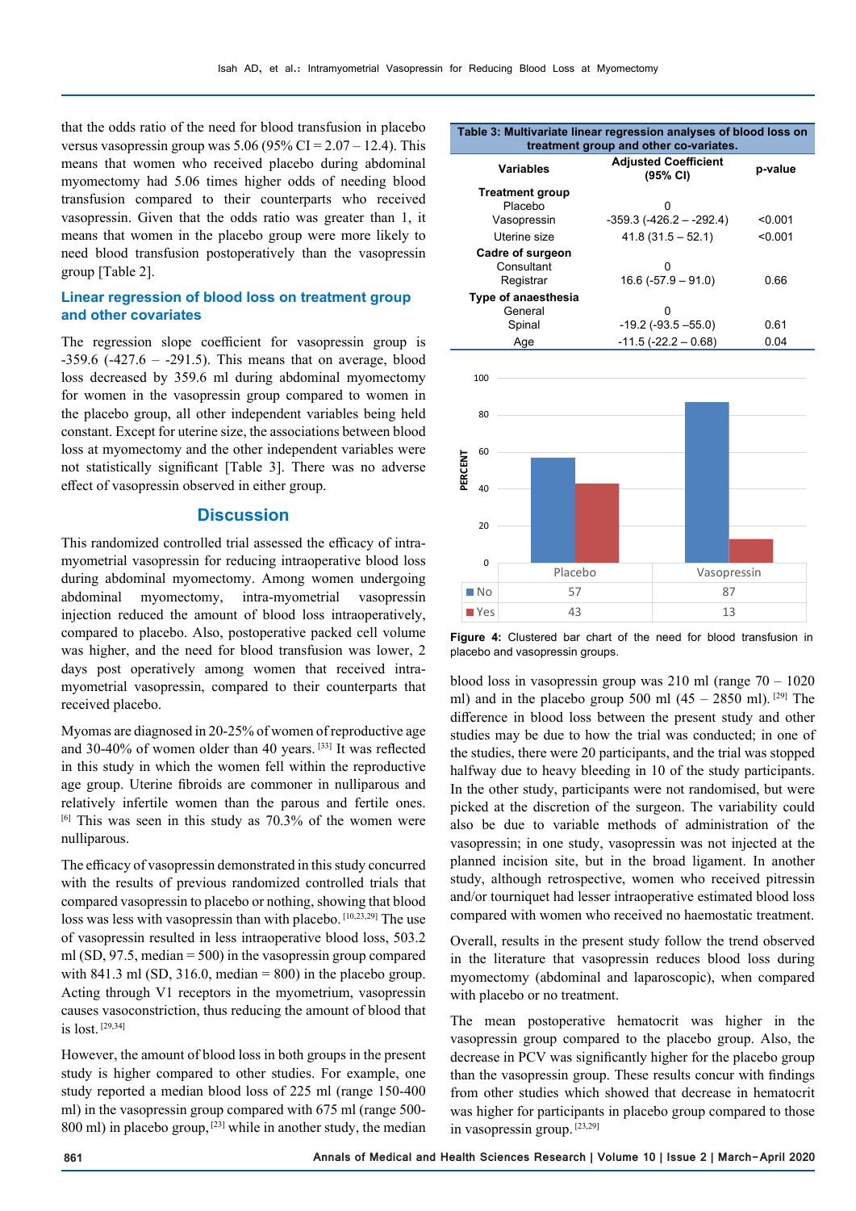that the odds ratio of the need for blood transfusion in placebo versus vasopressin group was 5.06 (95% CI = 2.07 – 12.4). This means that women who received placebo during abdominal myomectomy had 5.06 times higher odds of needing blood transfusion compared to their counterparts who received vasopressin. Given that the odds ratio was greater than 1, it means that women in the placebo group were more likely to need blood transfusion postoperatively than the vasopressin group [Table 2].

### Linear regression of blood loss on treatment group and other covariates

The regression slope coefficient for vasopressin group is -359.6 (-427.6 – -291.5). This means that on average, blood loss decreased by 359.6 ml during abdominal myomectomy for women in the vasopressin group compared to women in the placebo group, all other independent variables being held constant. Except for uterine size, the associations between blood loss at myomectomy and the other independent variables were not statistically significant [Table 3]. There was no adverse effect of vasopressin observed in either group.

**Table 3: Multivariate linear regression analyses of blood loss on treatment group and other co-variates.**

| Variables | Adjusted Coefficient (95% CI) | p-value |
|---|---|---|
| **Treatment group** | | |
| Placebo | 0 | |
| Vasopressin | -359.3 (-426.2 – -292.4) | <0.001 |
| Uterine size | 41.8 (31.5 – 52.1) | <0.001 |
| **Cadre of surgeon** | | |
| Consultant | 0 | |
| Registrar | 16.6 (-57.9 – 91.0) | 0.66 |
| **Type of anaesthesia** | | |
| General | 0 | |
| Spinal | -19.2 (-93.5 –55.0) | 0.61 |
| Age | -11.5 (-22.2 – 0.68) | 0.04 |

| | Placebo | Vasopressin |
|---|---|---|
| No | 57 | 87 |
| Yes | 43 | 13 |

**Figure 4:** Clustered bar chart of the need for blood transfusion in placebo and vasopressin groups.

## Discussion

This randomized controlled trial assessed the efficacy of intra-myometrial vasopressin for reducing intraoperative blood loss during abdominal myomectomy. Among women undergoing abdominal myomectomy, intra-myometrial vasopressin injection reduced the amount of blood loss intraoperatively, compared to placebo. Also, postoperative packed cell volume was higher, and the need for blood transfusion was lower, 2 days post operatively among women that received intra-myometrial vasopressin, compared to their counterparts that received placebo.

Myomas are diagnosed in 20-25% of women of reproductive age and 30-40% of women older than 40 years. [33] It was reflected in this study in which the women fell within the reproductive age group. Uterine fibroids are commoner in nulliparous and relatively infertile women than the parous and fertile ones. [6] This was seen in this study as 70.3% of the women were nulliparous.

The efficacy of vasopressin demonstrated in this study concurred with the results of previous randomized controlled trials that compared vasopressin to placebo or nothing, showing that blood loss was less with vasopressin than with placebo. [10,23,29] The use of vasopressin resulted in less intraoperative blood loss, 503.2 ml (SD, 97.5, median = 500) in the vasopressin group compared with 841.3 ml (SD, 316.0, median = 800) in the placebo group. Acting through V1 receptors in the myometrium, vasopressin causes vasoconstriction, thus reducing the amount of blood that is lost. [29,34]

However, the amount of blood loss in both groups in the present study is higher compared to other studies. For example, one study reported a median blood loss of 225 ml (range 150-400 ml) in the vasopressin group compared with 675 ml (range 500-800 ml) in placebo group, [23] while in another study, the median blood loss in vasopressin group was 210 ml (range 70 – 1020 ml) and in the placebo group 500 ml (45 – 2850 ml). [29] The difference in blood loss between the present study and other studies may be due to how the trial was conducted; in one of the studies, there were 20 participants, and the trial was stopped halfway due to heavy bleeding in 10 of the study participants. In the other study, participants were not randomised, but were picked at the discretion of the surgeon. The variability could also be due to variable methods of administration of the vasopressin; in one study, vasopressin was not injected at the planned incision site, but in the broad ligament. In another study, although retrospective, women who received pitressin and/or tourniquet had lesser intraoperative estimated blood loss compared with women who received no haemostatic treatment.

Overall, results in the present study follow the trend observed in the literature that vasopressin reduces blood loss during myomectomy (abdominal and laparoscopic), when compared with placebo or no treatment.

The mean postoperative hematocrit was higher in the vasopressin group compared to the placebo group. Also, the decrease in PCV was significantly higher for the placebo group than the vasopressin group. These results concur with findings from other studies which showed that decrease in hematocrit was higher for participants in placebo group compared to those in vasopressin group. [23,29]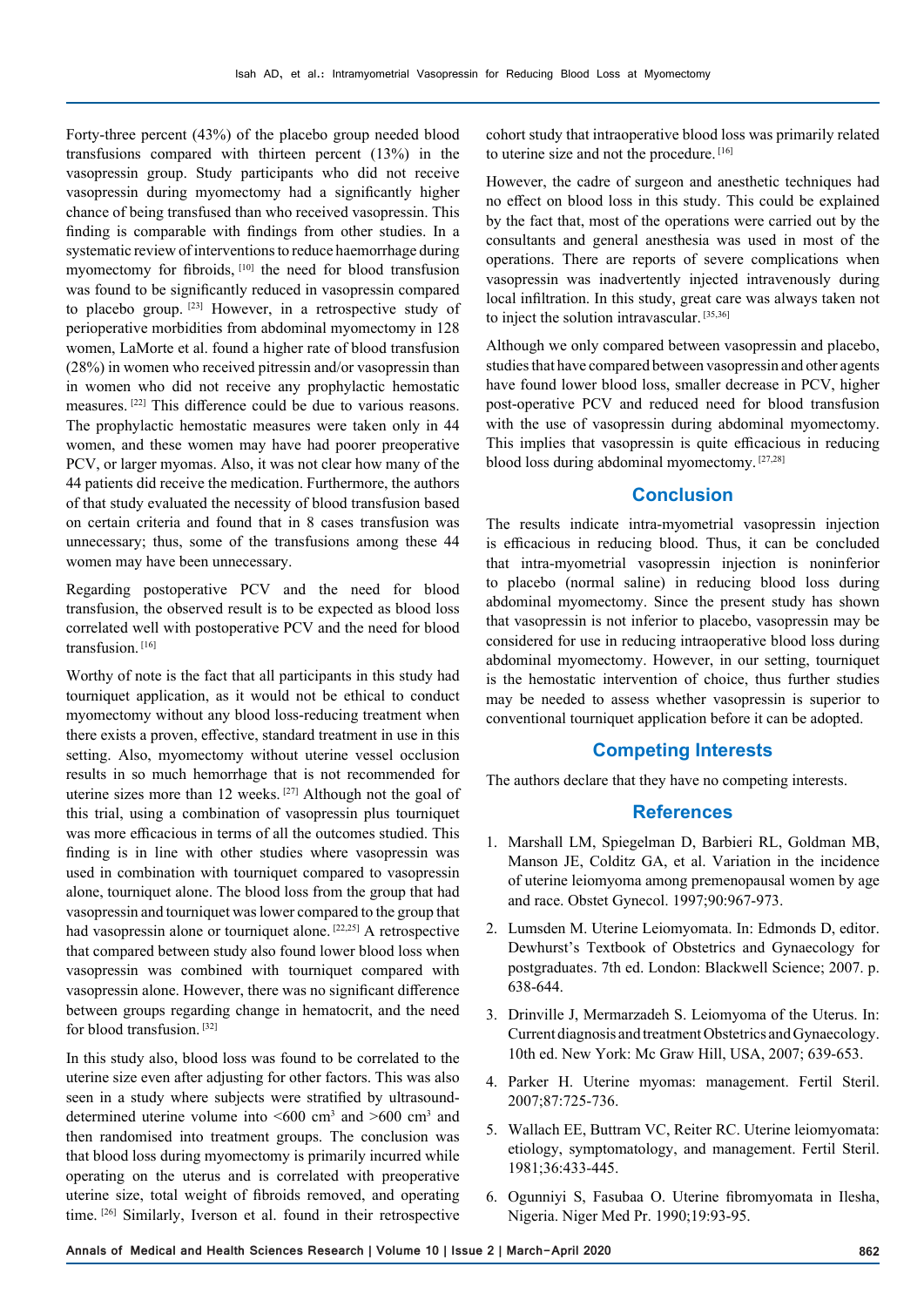Forty-three percent (43%) of the placebo group needed blood transfusions compared with thirteen percent (13%) in the vasopressin group. Study participants who did not receive vasopressin during myomectomy had a significantly higher chance of being transfused than who received vasopressin. This finding is comparable with findings from other studies. In a systematic review of interventions to reduce haemorrhage during myomectomy for fibroids, [10] the need for blood transfusion was found to be significantly reduced in vasopressin compared to placebo group. [23] However, in a retrospective study of perioperative morbidities from abdominal myomectomy in 128 women, LaMorte et al. found a higher rate of blood transfusion (28%) in women who received pitressin and/or vasopressin than in women who did not receive any prophylactic hemostatic measures. [22] This difference could be due to various reasons. The prophylactic hemostatic measures were taken only in 44 women, and these women may have had poorer preoperative PCV, or larger myomas. Also, it was not clear how many of the 44 patients did receive the medication. Furthermore, the authors of that study evaluated the necessity of blood transfusion based on certain criteria and found that in 8 cases transfusion was unnecessary; thus, some of the transfusions among these 44 women may have been unnecessary.

Regarding postoperative PCV and the need for blood transfusion, the observed result is to be expected as blood loss correlated well with postoperative PCV and the need for blood transfusion. [16]

Worthy of note is the fact that all participants in this study had tourniquet application, as it would not be ethical to conduct myomectomy without any blood loss-reducing treatment when there exists a proven, effective, standard treatment in use in this setting. Also, myomectomy without uterine vessel occlusion results in so much hemorrhage that is not recommended for uterine sizes more than 12 weeks. [27] Although not the goal of this trial, using a combination of vasopressin plus tourniquet was more efficacious in terms of all the outcomes studied. This finding is in line with other studies where vasopressin was used in combination with tourniquet compared to vasopressin alone, tourniquet alone. The blood loss from the group that had vasopressin and tourniquet was lower compared to the group that had vasopressin alone or tourniquet alone. [22,25] A retrospective that compared between study also found lower blood loss when vasopressin was combined with tourniquet compared with vasopressin alone. However, there was no significant difference between groups regarding change in hematocrit, and the need for blood transfusion. [32]

In this study also, blood loss was found to be correlated to the uterine size even after adjusting for other factors. This was also seen in a study where subjects were stratified by ultrasound-determined uterine volume into <600 cm$^3$ and >600 cm$^3$ and then randomised into treatment groups. The conclusion was that blood loss during myomectomy is primarily incurred while operating on the uterus and is correlated with preoperative uterine size, total weight of fibroids removed, and operating time. [26] Similarly, Iverson et al. found in their retrospective cohort study that intraoperative blood loss was primarily related to uterine size and not the procedure. [16]

However, the cadre of surgeon and anesthetic techniques had no effect on blood loss in this study. This could be explained by the fact that, most of the operations were carried out by the consultants and general anesthesia was used in most of the operations. There are reports of severe complications when vasopressin was inadvertently injected intravenously during local infiltration. In this study, great care was always taken not to inject the solution intravascular. [35,36]

Although we only compared between vasopressin and placebo, studies that have compared between vasopressin and other agents have found lower blood loss, smaller decrease in PCV, higher post-operative PCV and reduced need for blood transfusion with the use of vasopressin during abdominal myomectomy. This implies that vasopressin is quite efficacious in reducing blood loss during abdominal myomectomy. [27,28]

## Conclusion

The results indicate intra-myometrial vasopressin injection is efficacious in reducing blood. Thus, it can be concluded that intra-myometrial vasopressin injection is noninferior to placebo (normal saline) in reducing blood loss during abdominal myomectomy. Since the present study has shown that vasopressin is not inferior to placebo, vasopressin may be considered for use in reducing intraoperative blood loss during abdominal myomectomy. However, in our setting, tourniquet is the hemostatic intervention of choice, thus further studies may be needed to assess whether vasopressin is superior to conventional tourniquet application before it can be adopted.

## Competing Interests

The authors declare that they have no competing interests.

## References

1. Marshall LM, Spiegelman D, Barbieri RL, Goldman MB, Manson JE, Colditz GA, et al. Variation in the incidence of uterine leiomyoma among premenopausal women by age and race. Obstet Gynecol. 1997;90:967-973.
2. Lumsden M. Uterine Leiomyomata. In: Edmonds D, editor. Dewhurst's Textbook of Obstetrics and Gynaecology for postgraduates. 7th ed. London: Blackwell Science; 2007. p. 638-644.
3. Drinville J, Mermarzadeh S. Leiomyoma of the Uterus. In: Current diagnosis and treatment Obstetrics and Gynaecology. 10th ed. New York: Mc Graw Hill, USA, 2007; 639-653.
4. Parker H. Uterine myomas: management. Fertil Steril. 2007;87:725-736.
5. Wallach EE, Buttram VC, Reiter RC. Uterine leiomyomata: etiology, symptomatology, and management. Fertil Steril. 1981;36:433-445.
6. Ogunniyi S, Fasubaa O. Uterine fibromyomata in Ilesha, Nigeria. Niger Med Pr. 1990;19:93-95.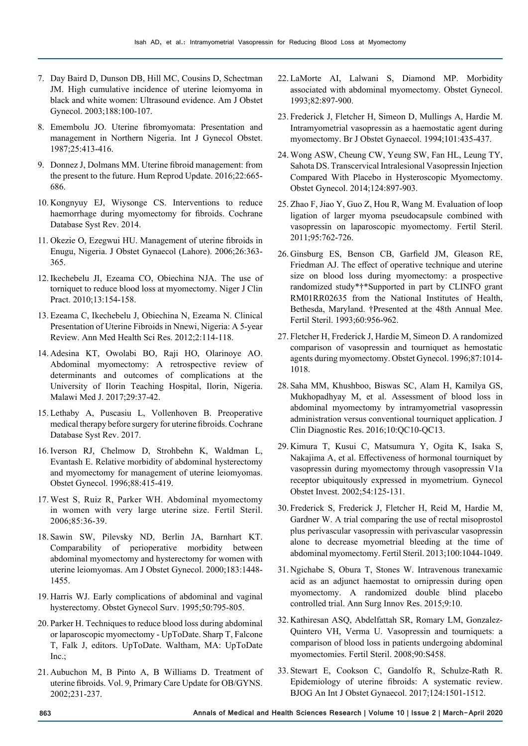7. Day Baird D, Dunson DB, Hill MC, Cousins D, Schectman JM. High cumulative incidence of uterine leiomyoma in black and white women: Ultrasound evidence. Am J Obstet Gynecol. 2003;188:100-107.
8. Emembolu JO. Uterine fibromyomata: Presentation and management in Northern Nigeria. Int J Gynecol Obstet. 1987;25:413-416.
9. Donnez J, Dolmans MM. Uterine fibroid management: from the present to the future. Hum Reprod Update. 2016;22:665-686.
10. Kongnyuy EJ, Wiysonge CS. Interventions to reduce haemorrhage during myomectomy for fibroids. Cochrane Database Syst Rev. 2014.
11. Okezie O, Ezegwui HU. Management of uterine fibroids in Enugu, Nigeria. J Obstet Gynaecol (Lahore). 2006;26:363-365.
12. Ikechebelu JI, Ezeama CO, Obiechina NJA. The use of torniquet to reduce blood loss at myomectomy. Niger J Clin Pract. 2010;13:154-158.
13. Ezeama C, Ikechebelu J, Obiechina N, Ezeama N. Clinical Presentation of Uterine Fibroids in Nnewi, Nigeria: A 5-year Review. Ann Med Health Sci Res. 2012;2:114-118.
14. Adesina KT, Owolabi BO, Raji HO, Olarinoye AO. Abdominal myomectomy: A retrospective review of determinants and outcomes of complications at the University of Ilorin Teaching Hospital, Ilorin, Nigeria. Malawi Med J. 2017;29:37-42.
15. Lethaby A, Puscasiu L, Vollenhoven B. Preoperative medical therapy before surgery for uterine fibroids. Cochrane Database Syst Rev. 2017.
16. Iverson RJ, Chelmow D, Strohbehn K, Waldman L, Evantash E. Relative morbidity of abdominal hysterectomy and myomectomy for management of uterine leiomyomas. Obstet Gynecol. 1996;88:415-419.
17. West S, Ruiz R, Parker WH. Abdominal myomectomy in women with very large uterine size. Fertil Steril. 2006;85:36-39.
18. Sawin SW, Pilevsky ND, Berlin JA, Barnhart KT. Comparability of perioperative morbidity between abdominal myomectomy and hysterectomy for women with uterine leiomyomas. Am J Obstet Gynecol. 2000;183:1448-1455.
19. Harris WJ. Early complications of abdominal and vaginal hysterectomy. Obstet Gynecol Surv. 1995;50:795-805.
20. Parker H. Techniques to reduce blood loss during abdominal or laparoscopic myomectomy - UpToDate. Sharp T, Falcone T, Falk J, editors. UpToDate. Waltham, MA: UpToDate Inc.;
21. Aubuchon M, B Pinto A, B Williams D. Treatment of uterine fibroids. Vol. 9, Primary Care Update for OB/GYNS. 2002;231-237.
22. LaMorte AI, Lalwani S, Diamond MP. Morbidity associated with abdominal myomectomy. Obstet Gynecol. 1993;82:897-900.
23. Frederick J, Fletcher H, Simeon D, Mullings A, Hardie M. Intramyometrial vasopressin as a haemostatic agent during myomectomy. Br J Obstet Gynaecol. 1994;101:435-437.
24. Wong ASW, Cheung CW, Yeung SW, Fan HL, Leung TY, Sahota DS. Transcervical Intralesional Vasopressin Injection Compared With Placebo in Hysteroscopic Myomectomy. Obstet Gynecol. 2014;124:897-903.
25. Zhao F, Jiao Y, Guo Z, Hou R, Wang M. Evaluation of loop ligation of larger myoma pseudocapsule combined with vasopressin on laparoscopic myomectomy. Fertil Steril. 2011;95:762-726.
26. Ginsburg ES, Benson CB, Garfield JM, Gleason RE, Friedman AJ. The effect of operative technique and uterine size on blood loss during myomectomy: a prospective randomized study*†*Supported in part by CLINFO grant RM01RR02635 from the National Institutes of Health, Bethesda, Maryland. †Presented at the 48th Annual Mee. Fertil Steril. 1993;60:956-962.
27. Fletcher H, Frederick J, Hardie M, Simeon D. A randomized comparison of vasopressin and tourniquet as hemostatic agents during myomectomy. Obstet Gynecol. 1996;87:1014-1018.
28. Saha MM, Khushboo, Biswas SC, Alam H, Kamilya GS, Mukhopadhyay M, et al. Assessment of blood loss in abdominal myomectomy by intramyometrial vasopressin administration versus conventional tourniquet application. J Clin Diagnostic Res. 2016;10:QC10-QC13.
29. Kimura T, Kusui C, Matsumura Y, Ogita K, Isaka S, Nakajima A, et al. Effectiveness of hormonal tourniquet by vasopressin during myomectomy through vasopressin V1a receptor ubiquitously expressed in myometrium. Gynecol Obstet Invest. 2002;54:125-131.
30. Frederick S, Frederick J, Fletcher H, Reid M, Hardie M, Gardner W. A trial comparing the use of rectal misoprostol plus perivascular vasopressin with perivascular vasopressin alone to decrease myometrial bleeding at the time of abdominal myomectomy. Fertil Steril. 2013;100:1044-1049.
31. Ngichabe S, Obura T, Stones W. Intravenous tranexamic acid as an adjunct haemostat to ornipressin during open myomectomy. A randomized double blind placebo controlled trial. Ann Surg Innov Res. 2015;9:10.
32. Kathiresan ASQ, Abdelfattah SR, Romary LM, Gonzalez-Quintero VH, Verma U. Vasopressin and tourniquets: a comparison of blood loss in patients undergoing abdominal myomectomies. Fertil Steril. 2008;90:S458.
33. Stewart E, Cookson C, Gandolfo R, Schulze-Rath R. Epidemiology of uterine fibroids: A systematic review. BJOG An Int J Obstet Gynaecol. 2017;124:1501-1512.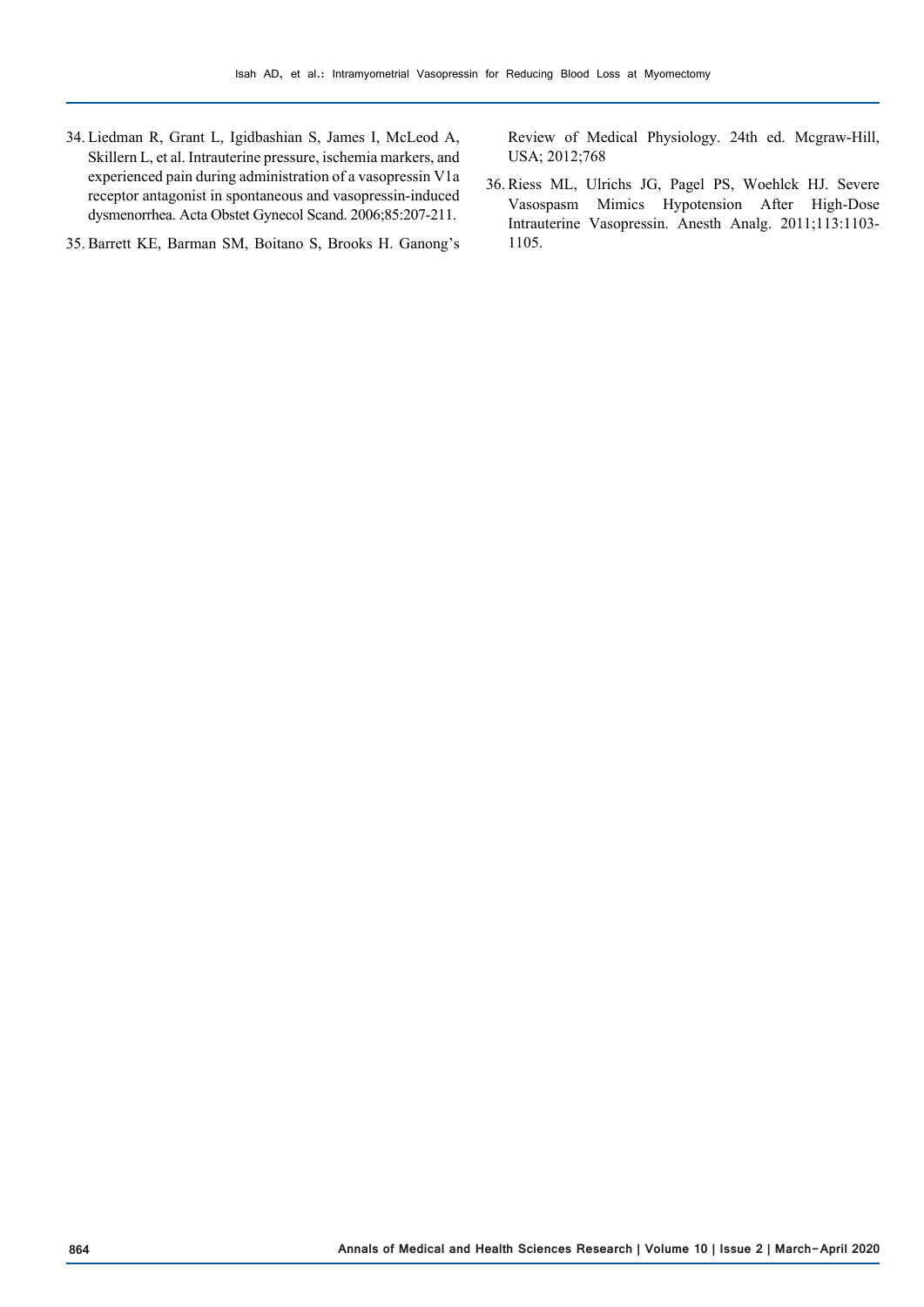34. Liedman R, Grant L, Igidbashian S, James I, McLeod A, Skillern L, et al. Intrauterine pressure, ischemia markers, and experienced pain during administration of a vasopressin V1a receptor antagonist in spontaneous and vasopressin-induced dysmenorrhea. Acta Obstet Gynecol Scand. 2006;85:207-211.

35. Barrett KE, Barman SM, Boitano S, Brooks H. Ganong's Review of Medical Physiology. 24th ed. Mcgraw-Hill, USA; 2012;768

36. Riess ML, Ulrichs JG, Pagel PS, Woehlck HJ. Severe Vasospasm Mimics Hypotension After High-Dose Intrauterine Vasopressin. Anesth Analg. 2011;113:1103-1105.